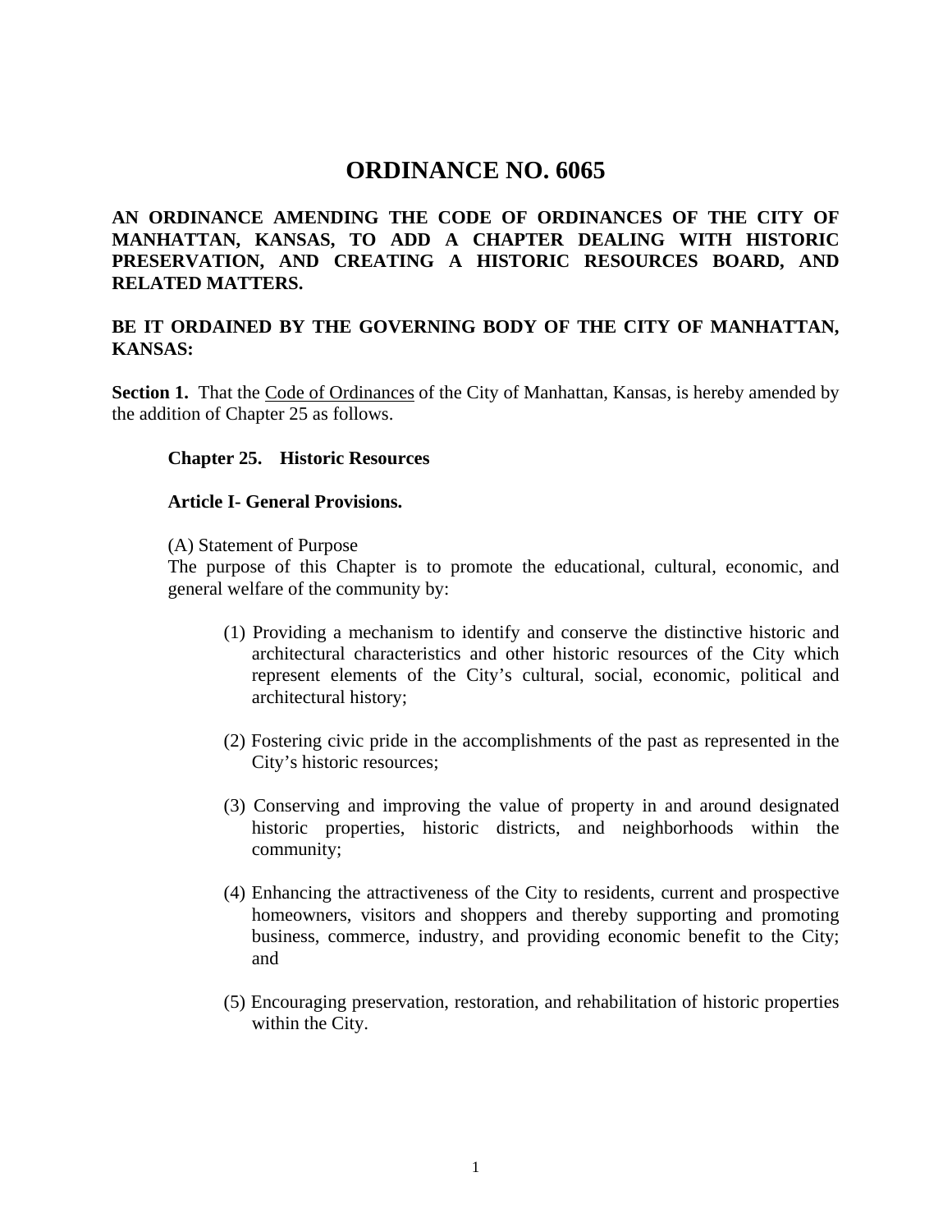# ORDINANCE NO. 6065

**AN ORDINANCE AMENDING THE CODE OF ORDINANCES OF THE CITY OF MANHATTAN, KANSAS, TO ADD A CHAPTER DEALING WITH HISTORIC PRESERVATION, AND CREATING A HISTORIC RESOURCES BOARD, AND RELATED MATTERS.**

**BE IT ORDAINED BY THE GOVERNING BODY OF THE CITY OF MANHATTAN, KANSAS:**

**Section 1.** That the Code of Ordinances of the City of Manhattan, Kansas, is hereby amended by the addition of Chapter 25 as follows.

**Chapter 25. Historic Resources**

**Article I- General Provisions.**

(A) Statement of Purpose

The purpose of this Chapter is to promote the educational, cultural, economic, and general welfare of the community by:

(1) Providing a mechanism to identify and conserve the distinctive historic and architectural characteristics and other historic resources of the City which represent elements of the City's cultural, social, economic, political and architectural history;

(2) Fostering civic pride in the accomplishments of the past as represented in the City's historic resources;

(3) Conserving and improving the value of property in and around designated historic properties, historic districts, and neighborhoods within the community;

(4) Enhancing the attractiveness of the City to residents, current and prospective homeowners, visitors and shoppers and thereby supporting and promoting business, commerce, industry, and providing economic benefit to the City; and

(5) Encouraging preservation, restoration, and rehabilitation of historic properties within the City.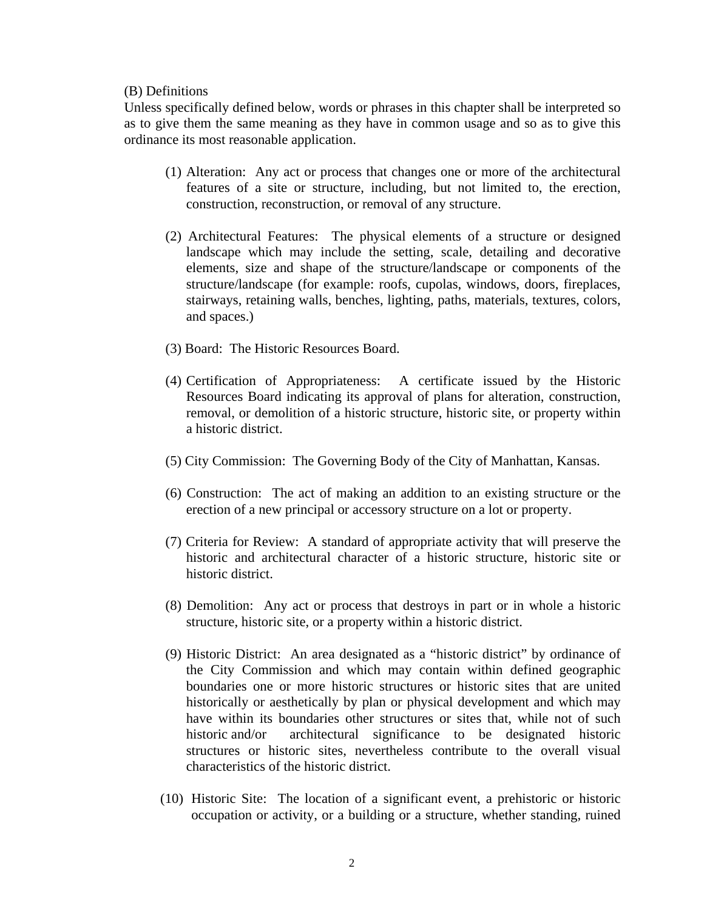(B) Definitions

Unless specifically defined below, words or phrases in this chapter shall be interpreted so as to give them the same meaning as they have in common usage and so as to give this ordinance its most reasonable application.

(1) Alteration: Any act or process that changes one or more of the architectural features of a site or structure, including, but not limited to, the erection, construction, reconstruction, or removal of any structure.

(2) Architectural Features: The physical elements of a structure or designed landscape which may include the setting, scale, detailing and decorative elements, size and shape of the structure/landscape or components of the structure/landscape (for example: roofs, cupolas, windows, doors, fireplaces, stairways, retaining walls, benches, lighting, paths, materials, textures, colors, and spaces.)

(3) Board: The Historic Resources Board.

(4) Certification of Appropriateness: A certificate issued by the Historic Resources Board indicating its approval of plans for alteration, construction, removal, or demolition of a historic structure, historic site, or property within a historic district.

(5) City Commission: The Governing Body of the City of Manhattan, Kansas.

(6) Construction: The act of making an addition to an existing structure or the erection of a new principal or accessory structure on a lot or property.

(7) Criteria for Review: A standard of appropriate activity that will preserve the historic and architectural character of a historic structure, historic site or historic district.

(8) Demolition: Any act or process that destroys in part or in whole a historic structure, historic site, or a property within a historic district.

(9) Historic District: An area designated as a "historic district" by ordinance of the City Commission and which may contain within defined geographic boundaries one or more historic structures or historic sites that are united historically or aesthetically by plan or physical development and which may have within its boundaries other structures or sites that, while not of such historic and/or architectural significance to be designated historic structures or historic sites, nevertheless contribute to the overall visual characteristics of the historic district.

(10) Historic Site: The location of a significant event, a prehistoric or historic occupation or activity, or a building or a structure, whether standing, ruined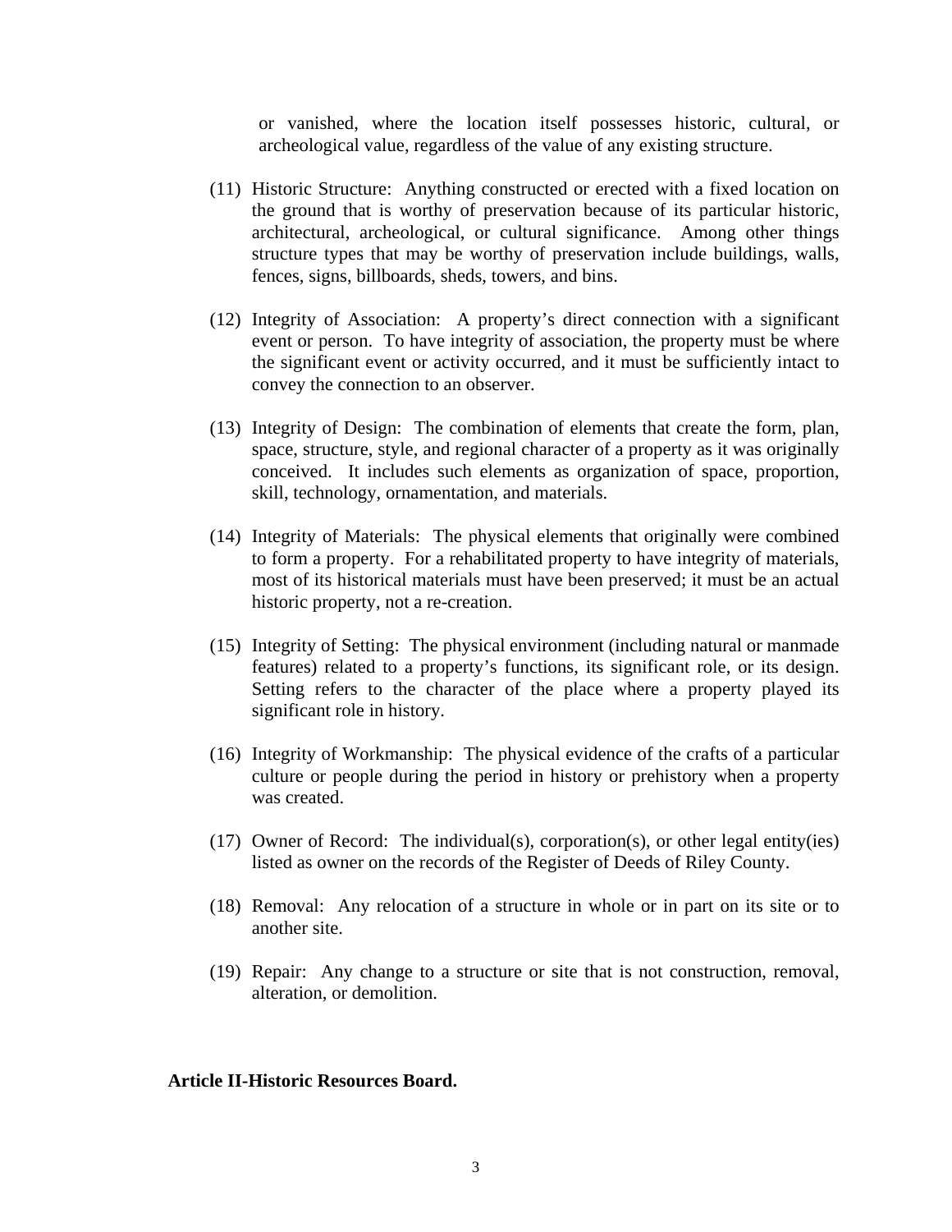or vanished, where the location itself possesses historic, cultural, or archeological value, regardless of the value of any existing structure.

(11) Historic Structure: Anything constructed or erected with a fixed location on the ground that is worthy of preservation because of its particular historic, architectural, archeological, or cultural significance. Among other things structure types that may be worthy of preservation include buildings, walls, fences, signs, billboards, sheds, towers, and bins.

(12) Integrity of Association: A property's direct connection with a significant event or person. To have integrity of association, the property must be where the significant event or activity occurred, and it must be sufficiently intact to convey the connection to an observer.

(13) Integrity of Design: The combination of elements that create the form, plan, space, structure, style, and regional character of a property as it was originally conceived. It includes such elements as organization of space, proportion, skill, technology, ornamentation, and materials.

(14) Integrity of Materials: The physical elements that originally were combined to form a property. For a rehabilitated property to have integrity of materials, most of its historical materials must have been preserved; it must be an actual historic property, not a re-creation.

(15) Integrity of Setting: The physical environment (including natural or manmade features) related to a property's functions, its significant role, or its design. Setting refers to the character of the place where a property played its significant role in history.

(16) Integrity of Workmanship: The physical evidence of the crafts of a particular culture or people during the period in history or prehistory when a property was created.

(17) Owner of Record: The individual(s), corporation(s), or other legal entity(ies) listed as owner on the records of the Register of Deeds of Riley County.

(18) Removal: Any relocation of a structure in whole or in part on its site or to another site.

(19) Repair: Any change to a structure or site that is not construction, removal, alteration, or demolition.

**Article II-Historic Resources Board.**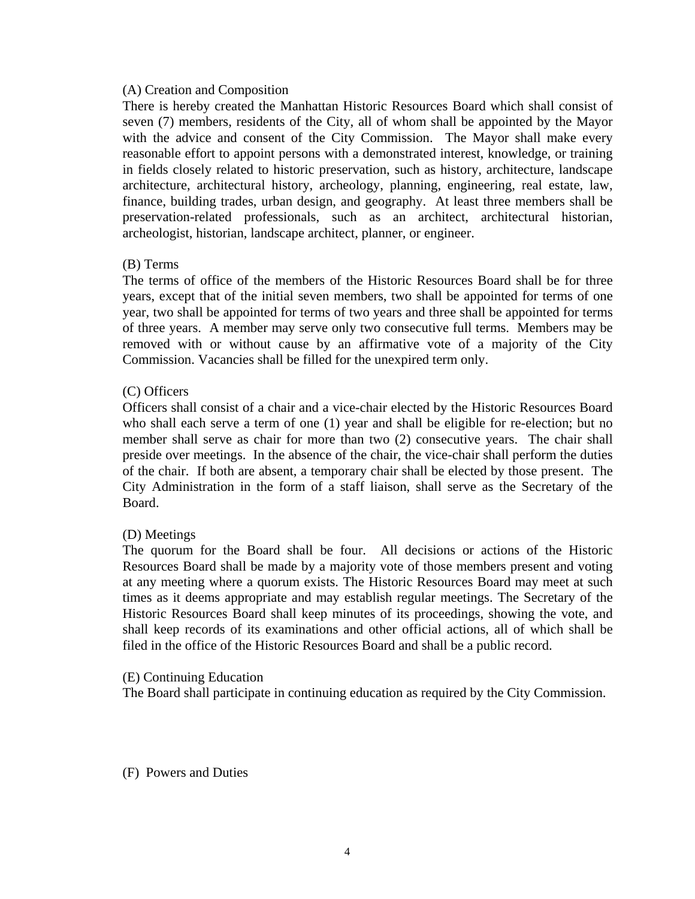### (A) Creation and Composition

There is hereby created the Manhattan Historic Resources Board which shall consist of seven (7) members, residents of the City, all of whom shall be appointed by the Mayor with the advice and consent of the City Commission. The Mayor shall make every reasonable effort to appoint persons with a demonstrated interest, knowledge, or training in fields closely related to historic preservation, such as history, architecture, landscape architecture, architectural history, archeology, planning, engineering, real estate, law, finance, building trades, urban design, and geography. At least three members shall be preservation-related professionals, such as an architect, architectural historian, archeologist, historian, landscape architect, planner, or engineer.

### (B) Terms

The terms of office of the members of the Historic Resources Board shall be for three years, except that of the initial seven members, two shall be appointed for terms of one year, two shall be appointed for terms of two years and three shall be appointed for terms of three years. A member may serve only two consecutive full terms. Members may be removed with or without cause by an affirmative vote of a majority of the City Commission. Vacancies shall be filled for the unexpired term only.

### (C) Officers

Officers shall consist of a chair and a vice-chair elected by the Historic Resources Board who shall each serve a term of one (1) year and shall be eligible for re-election; but no member shall serve as chair for more than two (2) consecutive years. The chair shall preside over meetings. In the absence of the chair, the vice-chair shall perform the duties of the chair. If both are absent, a temporary chair shall be elected by those present. The City Administration in the form of a staff liaison, shall serve as the Secretary of the Board.

### (D) Meetings

The quorum for the Board shall be four. All decisions or actions of the Historic Resources Board shall be made by a majority vote of those members present and voting at any meeting where a quorum exists. The Historic Resources Board may meet at such times as it deems appropriate and may establish regular meetings. The Secretary of the Historic Resources Board shall keep minutes of its proceedings, showing the vote, and shall keep records of its examinations and other official actions, all of which shall be filed in the office of the Historic Resources Board and shall be a public record.

### (E) Continuing Education

The Board shall participate in continuing education as required by the City Commission.

### (F) Powers and Duties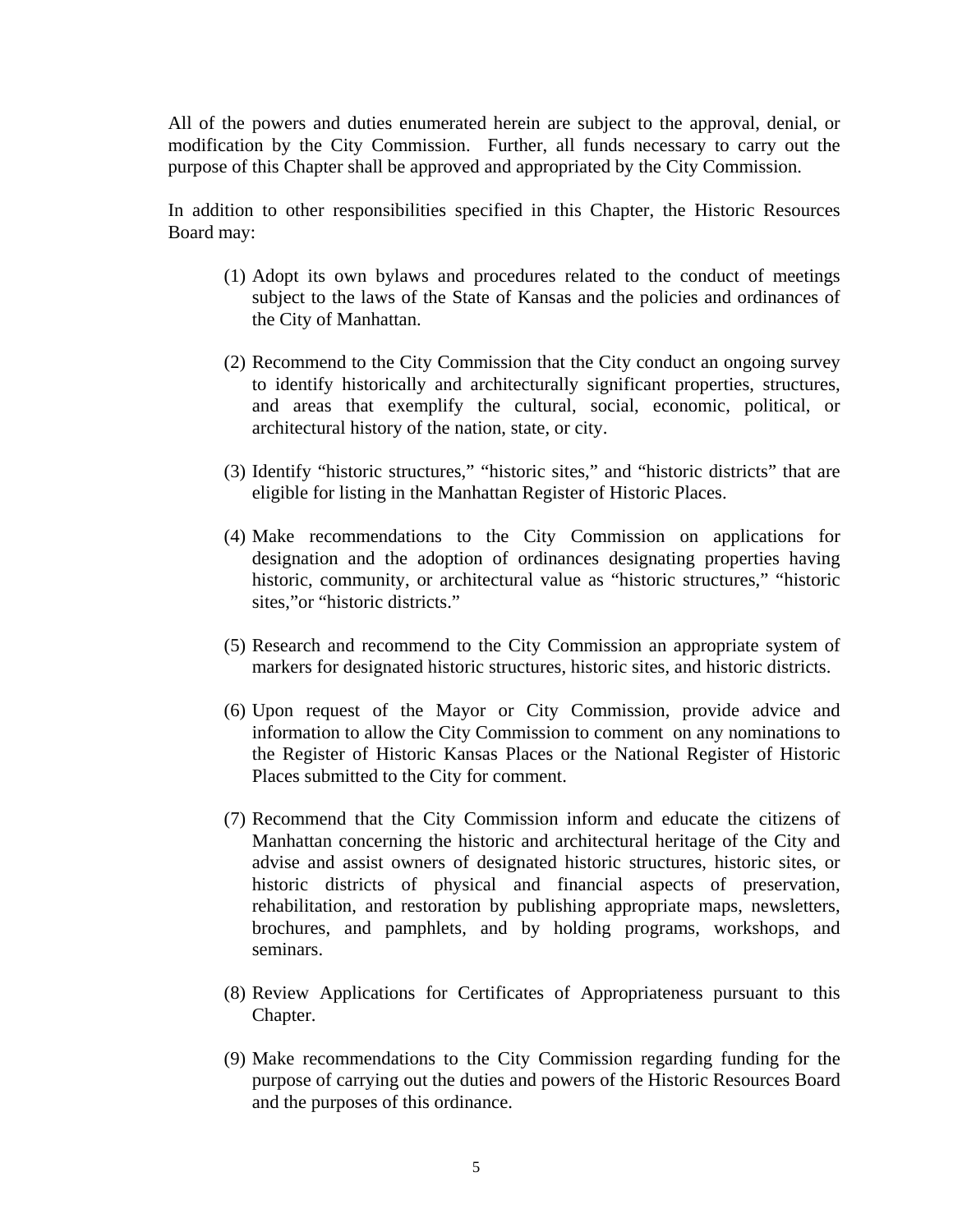All of the powers and duties enumerated herein are subject to the approval, denial, or modification by the City Commission. Further, all funds necessary to carry out the purpose of this Chapter shall be approved and appropriated by the City Commission.

In addition to other responsibilities specified in this Chapter, the Historic Resources Board may:

(1) Adopt its own bylaws and procedures related to the conduct of meetings subject to the laws of the State of Kansas and the policies and ordinances of the City of Manhattan.

(2) Recommend to the City Commission that the City conduct an ongoing survey to identify historically and architecturally significant properties, structures, and areas that exemplify the cultural, social, economic, political, or architectural history of the nation, state, or city.

(3) Identify "historic structures," "historic sites," and "historic districts" that are eligible for listing in the Manhattan Register of Historic Places.

(4) Make recommendations to the City Commission on applications for designation and the adoption of ordinances designating properties having historic, community, or architectural value as "historic structures," "historic sites,"or "historic districts."

(5) Research and recommend to the City Commission an appropriate system of markers for designated historic structures, historic sites, and historic districts.

(6) Upon request of the Mayor or City Commission, provide advice and information to allow the City Commission to comment on any nominations to the Register of Historic Kansas Places or the National Register of Historic Places submitted to the City for comment.

(7) Recommend that the City Commission inform and educate the citizens of Manhattan concerning the historic and architectural heritage of the City and advise and assist owners of designated historic structures, historic sites, or historic districts of physical and financial aspects of preservation, rehabilitation, and restoration by publishing appropriate maps, newsletters, brochures, and pamphlets, and by holding programs, workshops, and seminars.

(8) Review Applications for Certificates of Appropriateness pursuant to this Chapter.

(9) Make recommendations to the City Commission regarding funding for the purpose of carrying out the duties and powers of the Historic Resources Board and the purposes of this ordinance.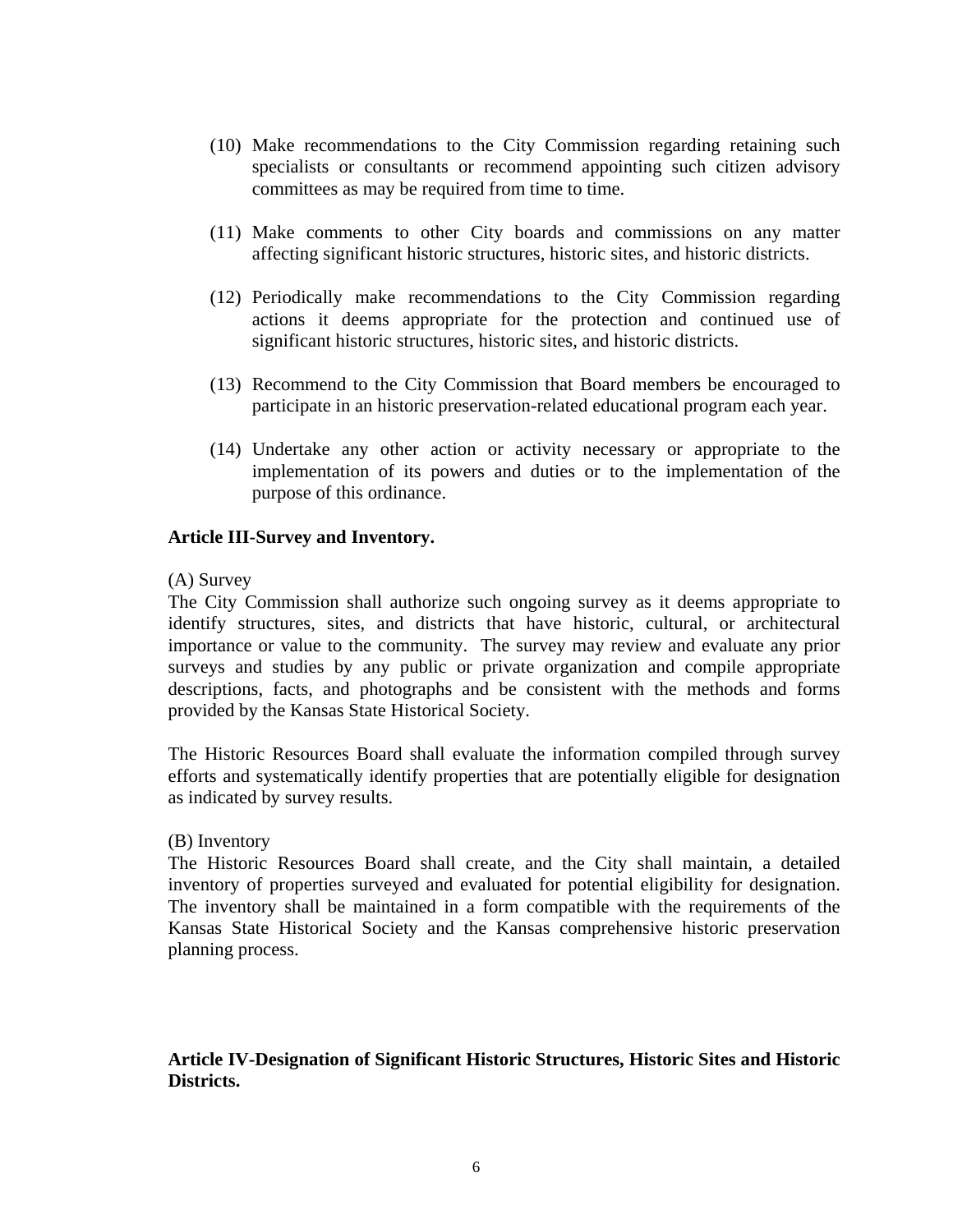(10) Make recommendations to the City Commission regarding retaining such specialists or consultants or recommend appointing such citizen advisory committees as may be required from time to time.

(11) Make comments to other City boards and commissions on any matter affecting significant historic structures, historic sites, and historic districts.

(12) Periodically make recommendations to the City Commission regarding actions it deems appropriate for the protection and continued use of significant historic structures, historic sites, and historic districts.

(13) Recommend to the City Commission that Board members be encouraged to participate in an historic preservation-related educational program each year.

(14) Undertake any other action or activity necessary or appropriate to the implementation of its powers and duties or to the implementation of the purpose of this ordinance.

**Article III-Survey and Inventory.**

(A) Survey

The City Commission shall authorize such ongoing survey as it deems appropriate to identify structures, sites, and districts that have historic, cultural, or architectural importance or value to the community. The survey may review and evaluate any prior surveys and studies by any public or private organization and compile appropriate descriptions, facts, and photographs and be consistent with the methods and forms provided by the Kansas State Historical Society.

The Historic Resources Board shall evaluate the information compiled through survey efforts and systematically identify properties that are potentially eligible for designation as indicated by survey results.

(B) Inventory

The Historic Resources Board shall create, and the City shall maintain, a detailed inventory of properties surveyed and evaluated for potential eligibility for designation. The inventory shall be maintained in a form compatible with the requirements of the Kansas State Historical Society and the Kansas comprehensive historic preservation planning process.

**Article IV-Designation of Significant Historic Structures, Historic Sites and Historic Districts.**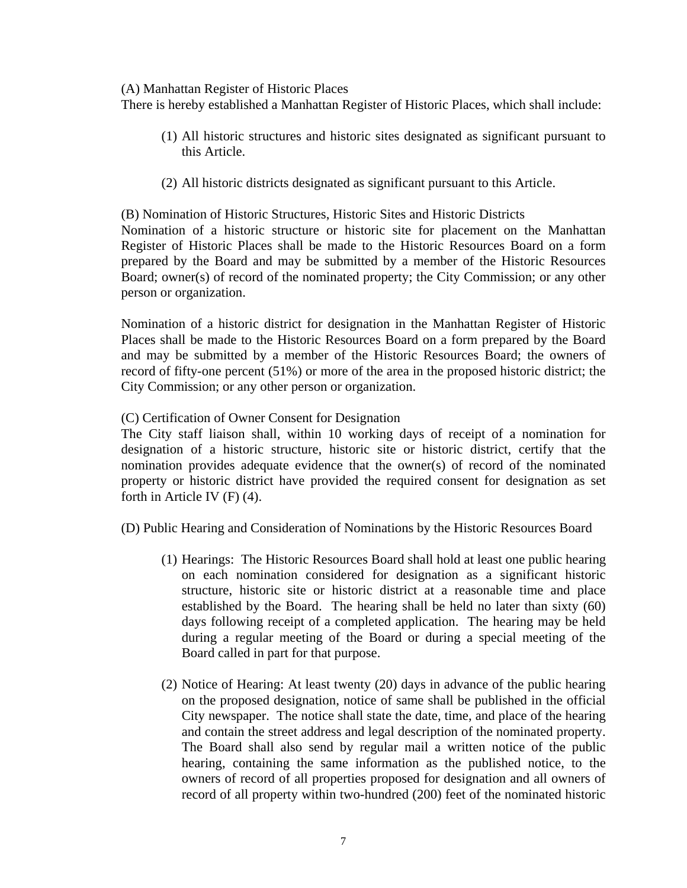(A) Manhattan Register of Historic Places

There is hereby established a Manhattan Register of Historic Places, which shall include:

(1) All historic structures and historic sites designated as significant pursuant to this Article.

(2) All historic districts designated as significant pursuant to this Article.

(B) Nomination of Historic Structures, Historic Sites and Historic Districts

Nomination of a historic structure or historic site for placement on the Manhattan Register of Historic Places shall be made to the Historic Resources Board on a form prepared by the Board and may be submitted by a member of the Historic Resources Board; owner(s) of record of the nominated property; the City Commission; or any other person or organization.

Nomination of a historic district for designation in the Manhattan Register of Historic Places shall be made to the Historic Resources Board on a form prepared by the Board and may be submitted by a member of the Historic Resources Board; the owners of record of fifty-one percent (51%) or more of the area in the proposed historic district; the City Commission; or any other person or organization.

(C) Certification of Owner Consent for Designation

The City staff liaison shall, within 10 working days of receipt of a nomination for designation of a historic structure, historic site or historic district, certify that the nomination provides adequate evidence that the owner(s) of record of the nominated property or historic district have provided the required consent for designation as set forth in Article IV (F) (4).

(D) Public Hearing and Consideration of Nominations by the Historic Resources Board

(1) Hearings: The Historic Resources Board shall hold at least one public hearing on each nomination considered for designation as a significant historic structure, historic site or historic district at a reasonable time and place established by the Board. The hearing shall be held no later than sixty (60) days following receipt of a completed application. The hearing may be held during a regular meeting of the Board or during a special meeting of the Board called in part for that purpose.

(2) Notice of Hearing: At least twenty (20) days in advance of the public hearing on the proposed designation, notice of same shall be published in the official City newspaper. The notice shall state the date, time, and place of the hearing and contain the street address and legal description of the nominated property. The Board shall also send by regular mail a written notice of the public hearing, containing the same information as the published notice, to the owners of record of all properties proposed for designation and all owners of record of all property within two-hundred (200) feet of the nominated historic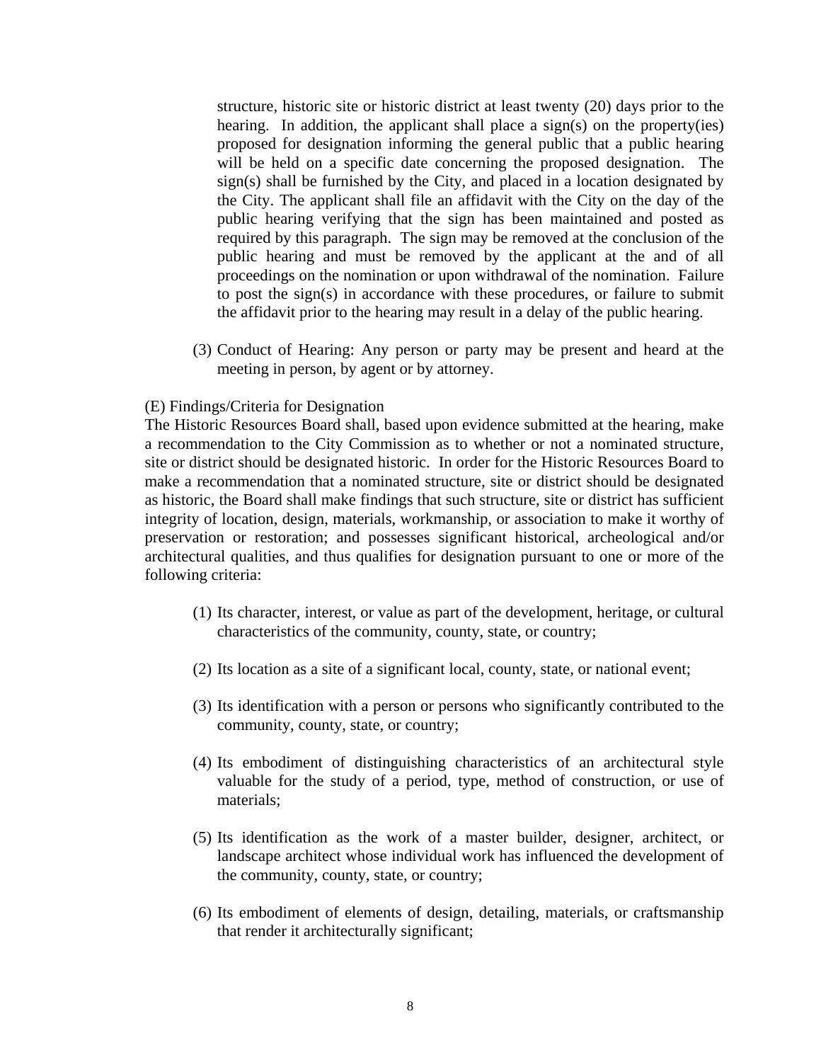structure, historic site or historic district at least twenty (20) days prior to the hearing. In addition, the applicant shall place a sign(s) on the property(ies) proposed for designation informing the general public that a public hearing will be held on a specific date concerning the proposed designation. The sign(s) shall be furnished by the City, and placed in a location designated by the City. The applicant shall file an affidavit with the City on the day of the public hearing verifying that the sign has been maintained and posted as required by this paragraph. The sign may be removed at the conclusion of the public hearing and must be removed by the applicant at the and of all proceedings on the nomination or upon withdrawal of the nomination. Failure to post the sign(s) in accordance with these procedures, or failure to submit the affidavit prior to the hearing may result in a delay of the public hearing.

(3) Conduct of Hearing: Any person or party may be present and heard at the meeting in person, by agent or by attorney.

(E) Findings/Criteria for Designation

The Historic Resources Board shall, based upon evidence submitted at the hearing, make a recommendation to the City Commission as to whether or not a nominated structure, site or district should be designated historic. In order for the Historic Resources Board to make a recommendation that a nominated structure, site or district should be designated as historic, the Board shall make findings that such structure, site or district has sufficient integrity of location, design, materials, workmanship, or association to make it worthy of preservation or restoration; and possesses significant historical, archeological and/or architectural qualities, and thus qualifies for designation pursuant to one or more of the following criteria:

(1) Its character, interest, or value as part of the development, heritage, or cultural characteristics of the community, county, state, or country;

(2) Its location as a site of a significant local, county, state, or national event;

(3) Its identification with a person or persons who significantly contributed to the community, county, state, or country;

(4) Its embodiment of distinguishing characteristics of an architectural style valuable for the study of a period, type, method of construction, or use of materials;

(5) Its identification as the work of a master builder, designer, architect, or landscape architect whose individual work has influenced the development of the community, county, state, or country;

(6) Its embodiment of elements of design, detailing, materials, or craftsmanship that render it architecturally significant;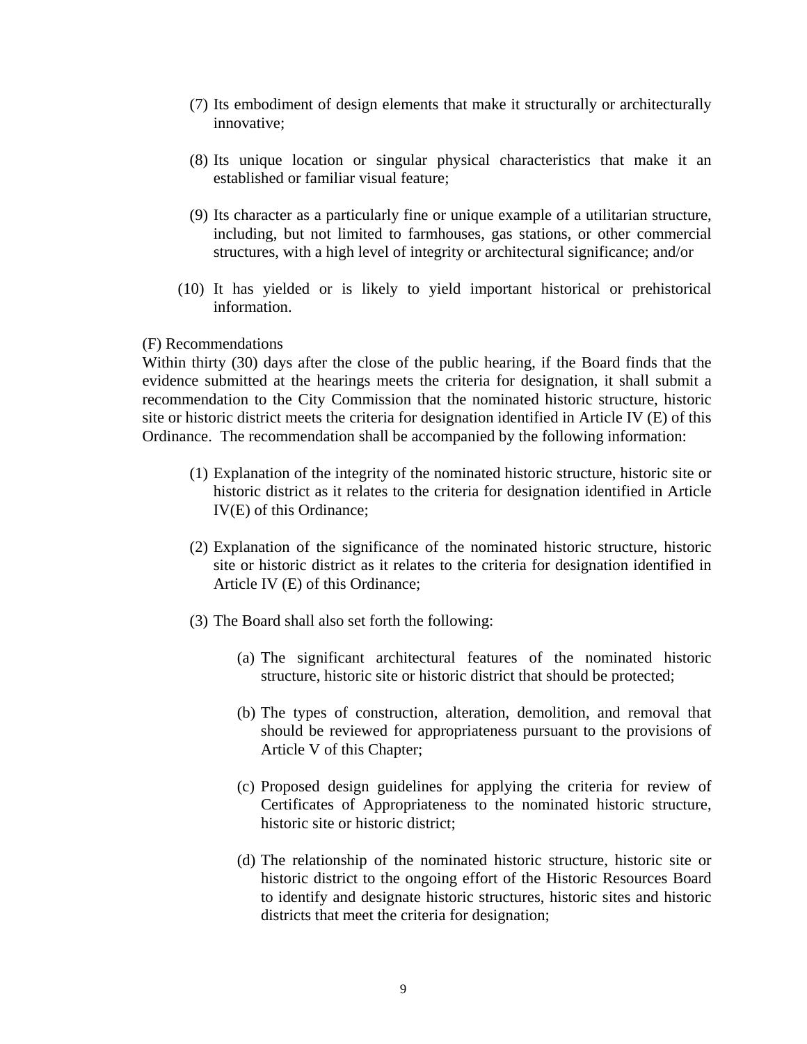(7) Its embodiment of design elements that make it structurally or architecturally innovative;

(8) Its unique location or singular physical characteristics that make it an established or familiar visual feature;

(9) Its character as a particularly fine or unique example of a utilitarian structure, including, but not limited to farmhouses, gas stations, or other commercial structures, with a high level of integrity or architectural significance; and/or

(10) It has yielded or is likely to yield important historical or prehistorical information.

(F) Recommendations

Within thirty (30) days after the close of the public hearing, if the Board finds that the evidence submitted at the hearings meets the criteria for designation, it shall submit a recommendation to the City Commission that the nominated historic structure, historic site or historic district meets the criteria for designation identified in Article IV (E) of this Ordinance. The recommendation shall be accompanied by the following information:

(1) Explanation of the integrity of the nominated historic structure, historic site or historic district as it relates to the criteria for designation identified in Article IV(E) of this Ordinance;

(2) Explanation of the significance of the nominated historic structure, historic site or historic district as it relates to the criteria for designation identified in Article IV (E) of this Ordinance;

(3) The Board shall also set forth the following:

   (a) The significant architectural features of the nominated historic structure, historic site or historic district that should be protected;

   (b) The types of construction, alteration, demolition, and removal that should be reviewed for appropriateness pursuant to the provisions of Article V of this Chapter;

   (c) Proposed design guidelines for applying the criteria for review of Certificates of Appropriateness to the nominated historic structure, historic site or historic district;

   (d) The relationship of the nominated historic structure, historic site or historic district to the ongoing effort of the Historic Resources Board to identify and designate historic structures, historic sites and historic districts that meet the criteria for designation;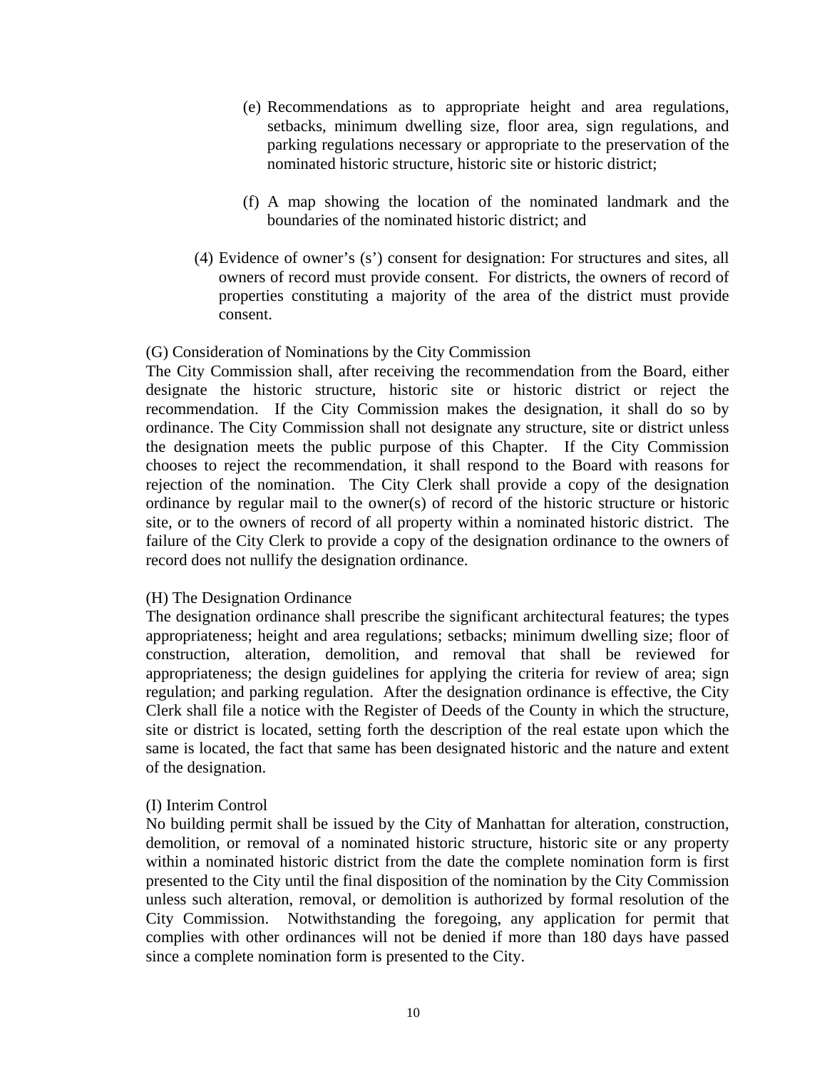(e) Recommendations as to appropriate height and area regulations, setbacks, minimum dwelling size, floor area, sign regulations, and parking regulations necessary or appropriate to the preservation of the nominated historic structure, historic site or historic district;

(f) A map showing the location of the nominated landmark and the boundaries of the nominated historic district; and

(4) Evidence of owner's (s') consent for designation: For structures and sites, all owners of record must provide consent. For districts, the owners of record of properties constituting a majority of the area of the district must provide consent.

(G) Consideration of Nominations by the City Commission

The City Commission shall, after receiving the recommendation from the Board, either designate the historic structure, historic site or historic district or reject the recommendation. If the City Commission makes the designation, it shall do so by ordinance. The City Commission shall not designate any structure, site or district unless the designation meets the public purpose of this Chapter. If the City Commission chooses to reject the recommendation, it shall respond to the Board with reasons for rejection of the nomination. The City Clerk shall provide a copy of the designation ordinance by regular mail to the owner(s) of record of the historic structure or historic site, or to the owners of record of all property within a nominated historic district. The failure of the City Clerk to provide a copy of the designation ordinance to the owners of record does not nullify the designation ordinance.

(H) The Designation Ordinance

The designation ordinance shall prescribe the significant architectural features; the types appropriateness; height and area regulations; setbacks; minimum dwelling size; floor of construction, alteration, demolition, and removal that shall be reviewed for appropriateness; the design guidelines for applying the criteria for review of area; sign regulation; and parking regulation. After the designation ordinance is effective, the City Clerk shall file a notice with the Register of Deeds of the County in which the structure, site or district is located, setting forth the description of the real estate upon which the same is located, the fact that same has been designated historic and the nature and extent of the designation.

(I) Interim Control

No building permit shall be issued by the City of Manhattan for alteration, construction, demolition, or removal of a nominated historic structure, historic site or any property within a nominated historic district from the date the complete nomination form is first presented to the City until the final disposition of the nomination by the City Commission unless such alteration, removal, or demolition is authorized by formal resolution of the City Commission. Notwithstanding the foregoing, any application for permit that complies with other ordinances will not be denied if more than 180 days have passed since a complete nomination form is presented to the City.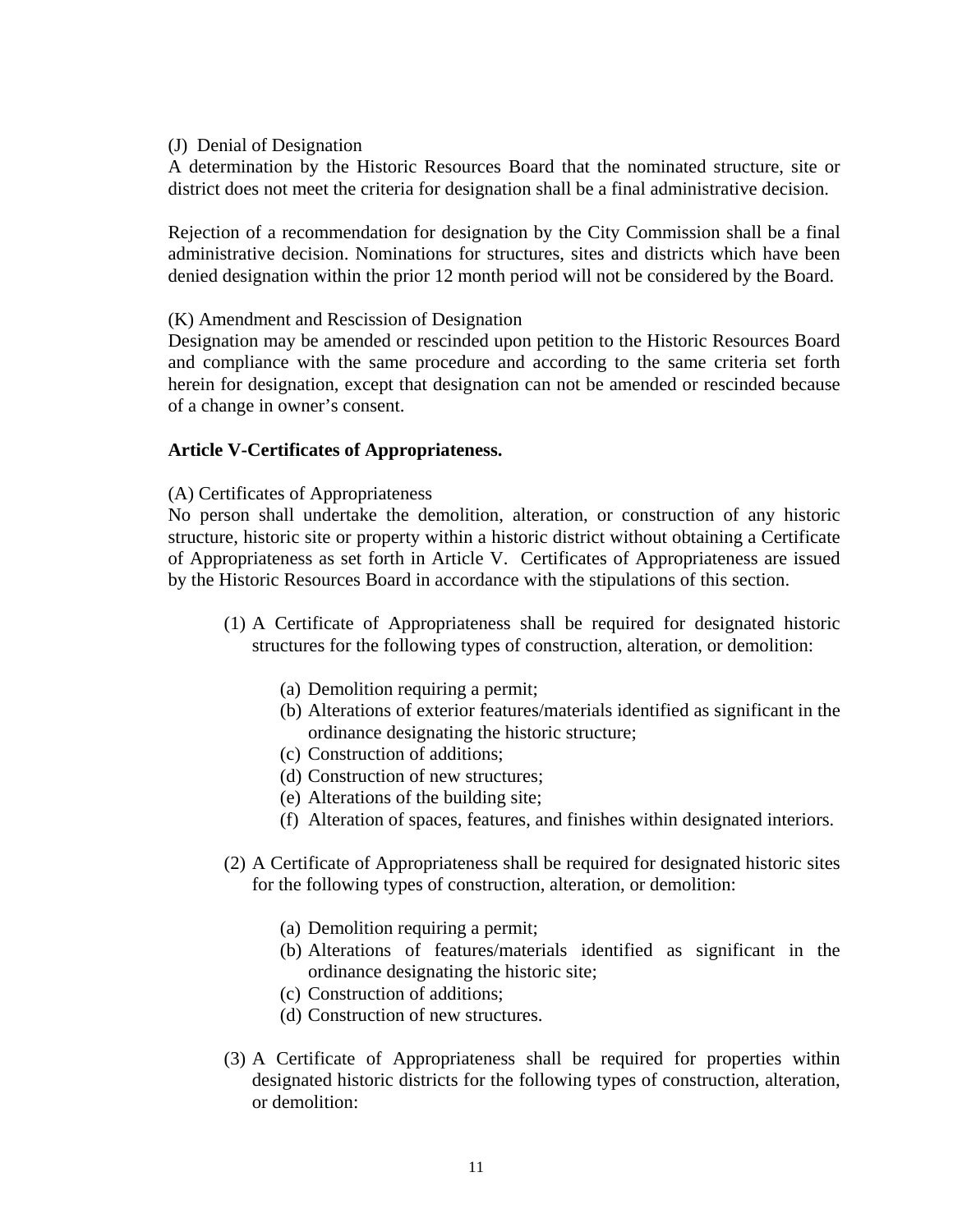(J) Denial of Designation

A determination by the Historic Resources Board that the nominated structure, site or district does not meet the criteria for designation shall be a final administrative decision.

Rejection of a recommendation for designation by the City Commission shall be a final administrative decision. Nominations for structures, sites and districts which have been denied designation within the prior 12 month period will not be considered by the Board.

(K) Amendment and Rescission of Designation

Designation may be amended or rescinded upon petition to the Historic Resources Board and compliance with the same procedure and according to the same criteria set forth herein for designation, except that designation can not be amended or rescinded because of a change in owner's consent.

**Article V-Certificates of Appropriateness.**

(A) Certificates of Appropriateness

No person shall undertake the demolition, alteration, or construction of any historic structure, historic site or property within a historic district without obtaining a Certificate of Appropriateness as set forth in Article V. Certificates of Appropriateness are issued by the Historic Resources Board in accordance with the stipulations of this section.

(1) A Certificate of Appropriateness shall be required for designated historic structures for the following types of construction, alteration, or demolition:

   (a) Demolition requiring a permit;
   (b) Alterations of exterior features/materials identified as significant in the ordinance designating the historic structure;
   (c) Construction of additions;
   (d) Construction of new structures;
   (e) Alterations of the building site;
   (f) Alteration of spaces, features, and finishes within designated interiors.

(2) A Certificate of Appropriateness shall be required for designated historic sites for the following types of construction, alteration, or demolition:

   (a) Demolition requiring a permit;
   (b) Alterations of features/materials identified as significant in the ordinance designating the historic site;
   (c) Construction of additions;
   (d) Construction of new structures.

(3) A Certificate of Appropriateness shall be required for properties within designated historic districts for the following types of construction, alteration, or demolition: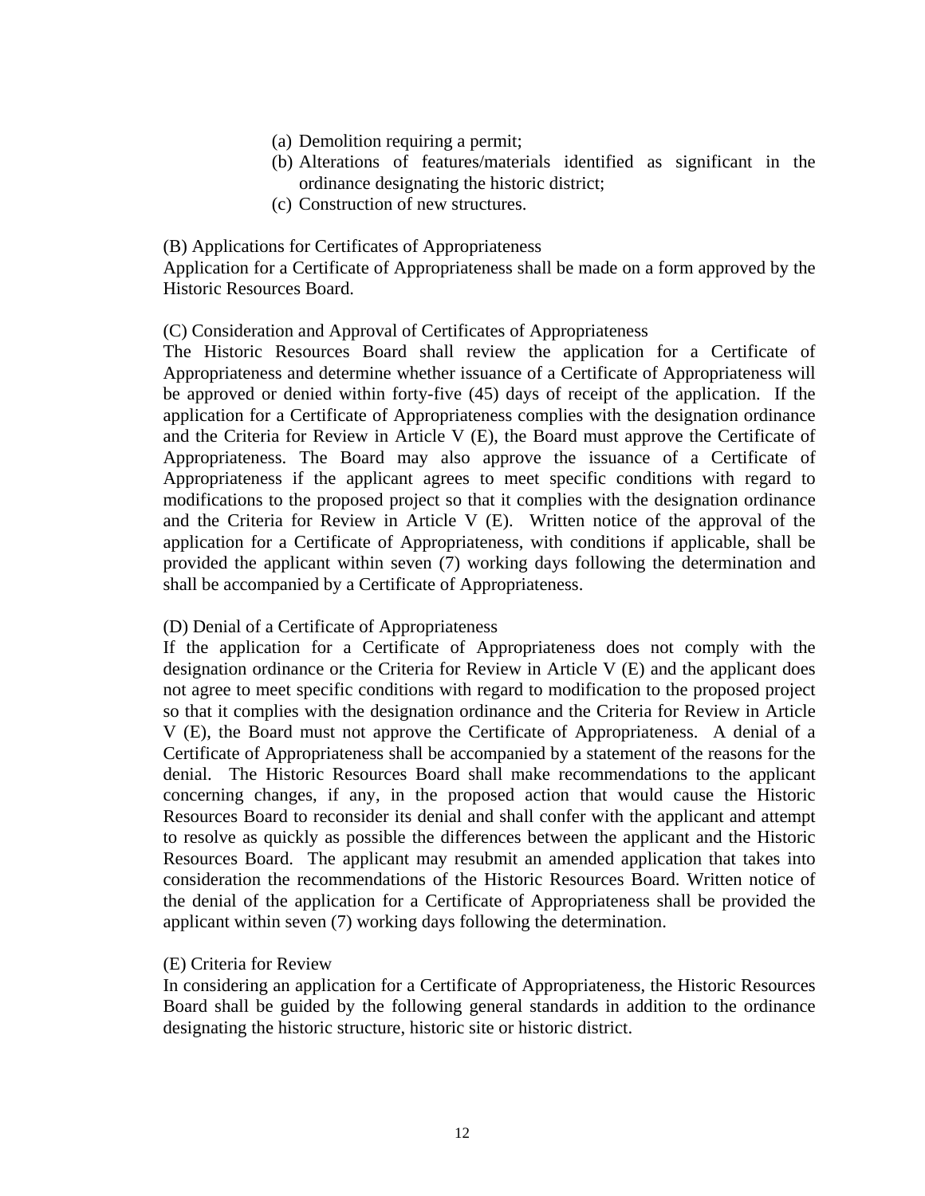(a) Demolition requiring a permit;
(b) Alterations of features/materials identified as significant in the ordinance designating the historic district;
(c) Construction of new structures.

(B) Applications for Certificates of Appropriateness

Application for a Certificate of Appropriateness shall be made on a form approved by the Historic Resources Board.

(C) Consideration and Approval of Certificates of Appropriateness

The Historic Resources Board shall review the application for a Certificate of Appropriateness and determine whether issuance of a Certificate of Appropriateness will be approved or denied within forty-five (45) days of receipt of the application. If the application for a Certificate of Appropriateness complies with the designation ordinance and the Criteria for Review in Article V (E), the Board must approve the Certificate of Appropriateness. The Board may also approve the issuance of a Certificate of Appropriateness if the applicant agrees to meet specific conditions with regard to modifications to the proposed project so that it complies with the designation ordinance and the Criteria for Review in Article V (E). Written notice of the approval of the application for a Certificate of Appropriateness, with conditions if applicable, shall be provided the applicant within seven (7) working days following the determination and shall be accompanied by a Certificate of Appropriateness.

(D) Denial of a Certificate of Appropriateness

If the application for a Certificate of Appropriateness does not comply with the designation ordinance or the Criteria for Review in Article V (E) and the applicant does not agree to meet specific conditions with regard to modification to the proposed project so that it complies with the designation ordinance and the Criteria for Review in Article V (E), the Board must not approve the Certificate of Appropriateness. A denial of a Certificate of Appropriateness shall be accompanied by a statement of the reasons for the denial. The Historic Resources Board shall make recommendations to the applicant concerning changes, if any, in the proposed action that would cause the Historic Resources Board to reconsider its denial and shall confer with the applicant and attempt to resolve as quickly as possible the differences between the applicant and the Historic Resources Board. The applicant may resubmit an amended application that takes into consideration the recommendations of the Historic Resources Board. Written notice of the denial of the application for a Certificate of Appropriateness shall be provided the applicant within seven (7) working days following the determination.

(E) Criteria for Review

In considering an application for a Certificate of Appropriateness, the Historic Resources Board shall be guided by the following general standards in addition to the ordinance designating the historic structure, historic site or historic district.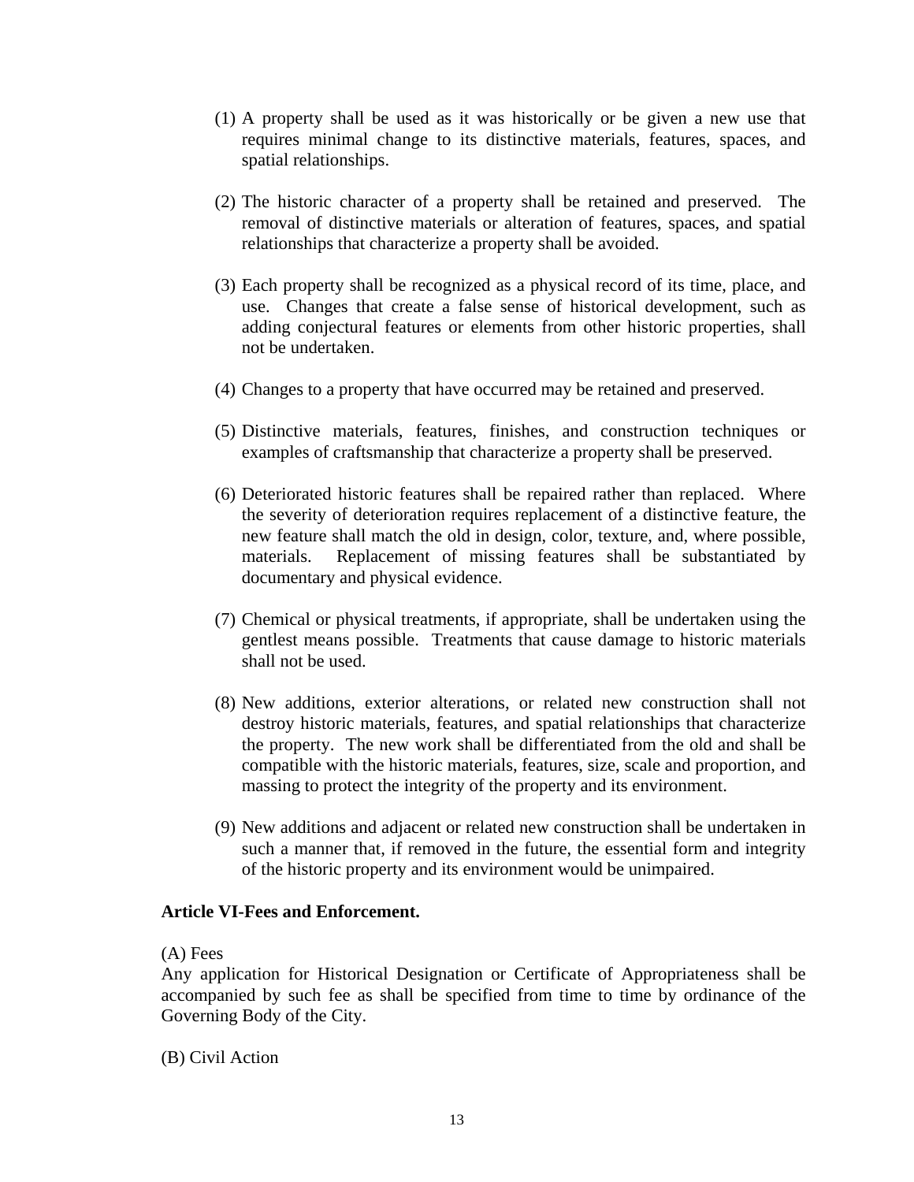(1) A property shall be used as it was historically or be given a new use that requires minimal change to its distinctive materials, features, spaces, and spatial relationships.

(2) The historic character of a property shall be retained and preserved. The removal of distinctive materials or alteration of features, spaces, and spatial relationships that characterize a property shall be avoided.

(3) Each property shall be recognized as a physical record of its time, place, and use. Changes that create a false sense of historical development, such as adding conjectural features or elements from other historic properties, shall not be undertaken.

(4) Changes to a property that have occurred may be retained and preserved.

(5) Distinctive materials, features, finishes, and construction techniques or examples of craftsmanship that characterize a property shall be preserved.

(6) Deteriorated historic features shall be repaired rather than replaced. Where the severity of deterioration requires replacement of a distinctive feature, the new feature shall match the old in design, color, texture, and, where possible, materials. Replacement of missing features shall be substantiated by documentary and physical evidence.

(7) Chemical or physical treatments, if appropriate, shall be undertaken using the gentlest means possible. Treatments that cause damage to historic materials shall not be used.

(8) New additions, exterior alterations, or related new construction shall not destroy historic materials, features, and spatial relationships that characterize the property. The new work shall be differentiated from the old and shall be compatible with the historic materials, features, size, scale and proportion, and massing to protect the integrity of the property and its environment.

(9) New additions and adjacent or related new construction shall be undertaken in such a manner that, if removed in the future, the essential form and integrity of the historic property and its environment would be unimpaired.

**Article VI-Fees and Enforcement.**

(A) Fees

Any application for Historical Designation or Certificate of Appropriateness shall be accompanied by such fee as shall be specified from time to time by ordinance of the Governing Body of the City.

(B) Civil Action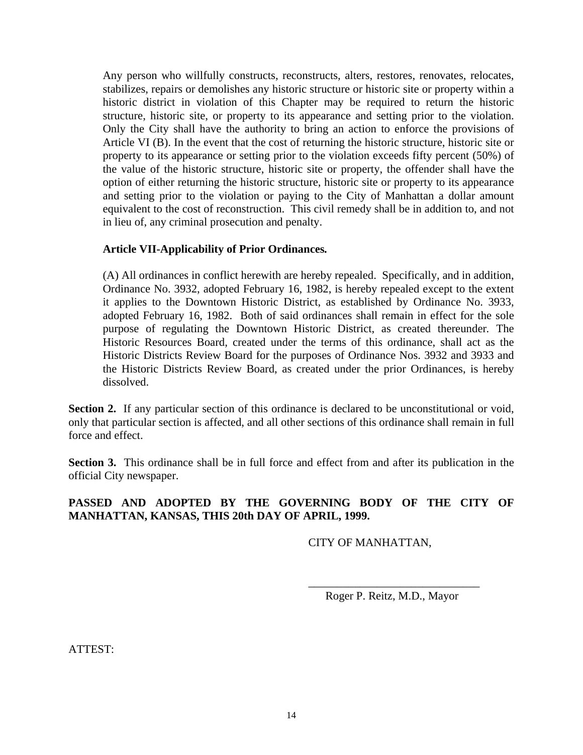Any person who willfully constructs, reconstructs, alters, restores, renovates, relocates, stabilizes, repairs or demolishes any historic structure or historic site or property within a historic district in violation of this Chapter may be required to return the historic structure, historic site, or property to its appearance and setting prior to the violation. Only the City shall have the authority to bring an action to enforce the provisions of Article VI (B). In the event that the cost of returning the historic structure, historic site or property to its appearance or setting prior to the violation exceeds fifty percent (50%) of the value of the historic structure, historic site or property, the offender shall have the option of either returning the historic structure, historic site or property to its appearance and setting prior to the violation or paying to the City of Manhattan a dollar amount equivalent to the cost of reconstruction. This civil remedy shall be in addition to, and not in lieu of, any criminal prosecution and penalty.

**Article VII-Applicability of Prior Ordinances.**

(A) All ordinances in conflict herewith are hereby repealed. Specifically, and in addition, Ordinance No. 3932, adopted February 16, 1982, is hereby repealed except to the extent it applies to the Downtown Historic District, as established by Ordinance No. 3933, adopted February 16, 1982. Both of said ordinances shall remain in effect for the sole purpose of regulating the Downtown Historic District, as created thereunder. The Historic Resources Board, created under the terms of this ordinance, shall act as the Historic Districts Review Board for the purposes of Ordinance Nos. 3932 and 3933 and the Historic Districts Review Board, as created under the prior Ordinances, is hereby dissolved.

**Section 2.** If any particular section of this ordinance is declared to be unconstitutional or void, only that particular section is affected, and all other sections of this ordinance shall remain in full force and effect.

**Section 3.** This ordinance shall be in full force and effect from and after its publication in the official City newspaper.

**PASSED AND ADOPTED BY THE GOVERNING BODY OF THE CITY OF MANHATTAN, KANSAS, THIS 20th DAY OF APRIL, 1999.**

CITY OF MANHATTAN,

______________________________
Roger P. Reitz, M.D., Mayor

ATTEST: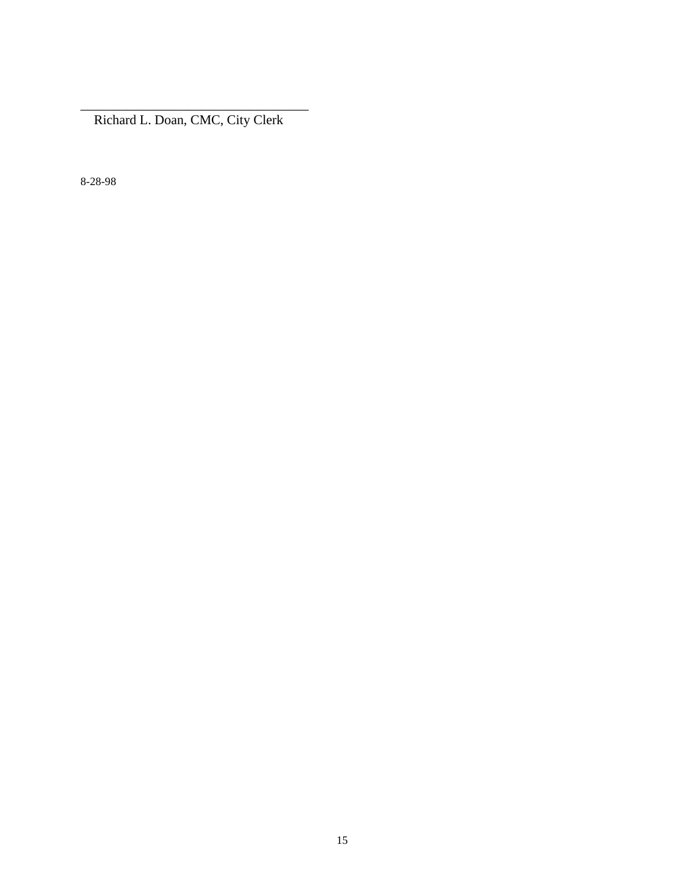\_\_\_\_\_\_\_\_\_\_\_\_\_\_\_\_\_\_\_\_\_\_\_\_\_\_\_\_\_\_\_\_\_\_\_\_

Richard L. Doan, CMC, City Clerk

8-28-98